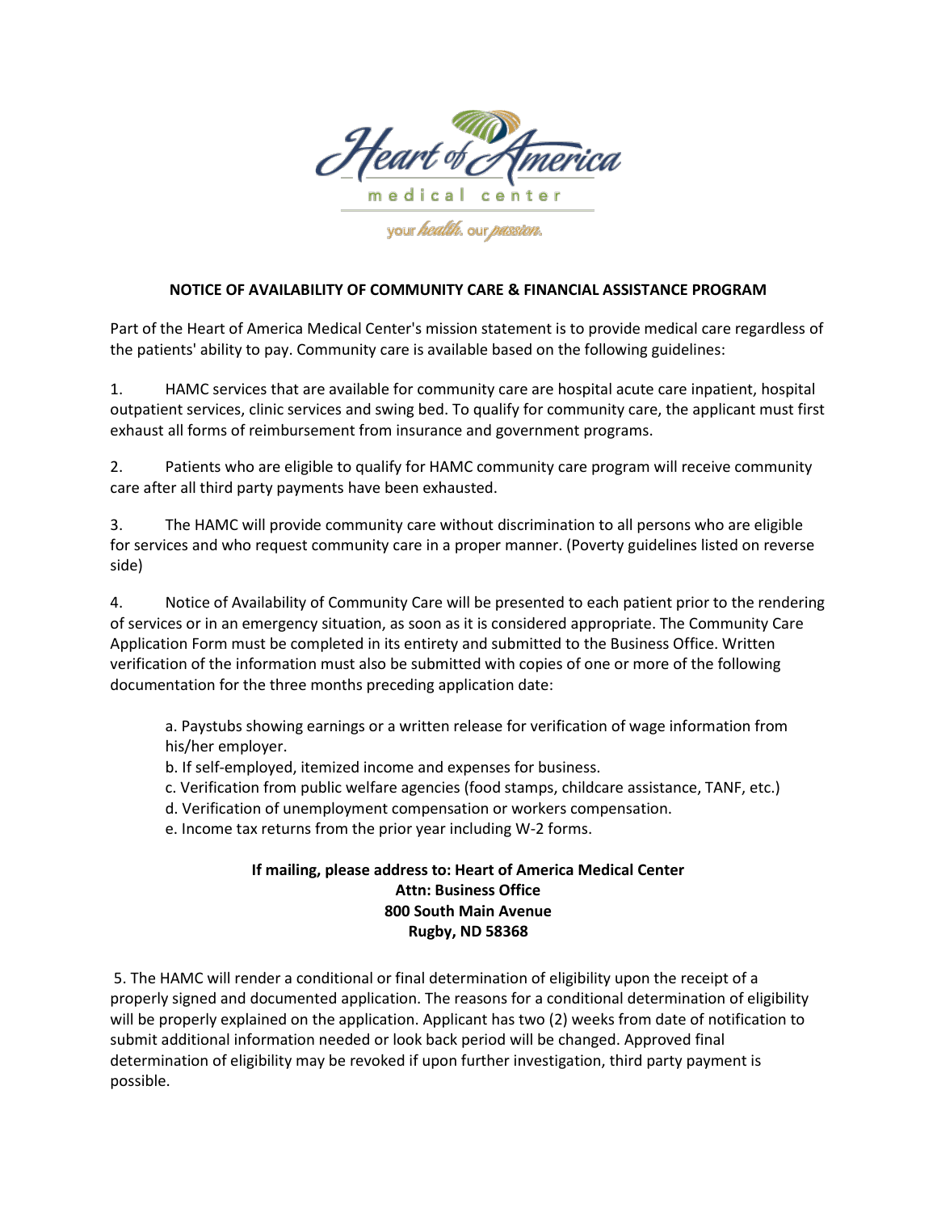Heart of America

medical center

your health. our passion.

## NOTICE OF AVAILABILITY OF COMMUNITY CARE & FINANCIAL ASSISTANCE PROGRAM

Part of the Heart of America Medical Center's mission statement is to provide medical care regardless of the patients' ability to pay. Community care is available based on the following guidelines:

1. HAMC services that are available for community care are hospital acute care inpatient, hospital outpatient services, clinic services and swing bed. To qualify for community care, the applicant must first exhaust all forms of reimbursement from insurance and government programs.

2. Patients who are eligible to qualify for HAMC community care program will receive community care after all third party payments have been exhausted.

3. The HAMC will provide community care without discrimination to all persons who are eligible for services and who request community care in a proper manner. (Poverty guidelines listed on reverse side)

4. Notice of Availability of Community Care will be presented to each patient prior to the rendering of services or in an emergency situation, as soon as it is considered appropriate. The Community Care Application Form must be completed in its entirety and submitted to the Business Office. Written verification of the information must also be submitted with copies of one or more of the following documentation for the three months preceding application date:

   a. Paystubs showing earnings or a written release for verification of wage information from his/her employer.
   b. If self-employed, itemized income and expenses for business.
   c. Verification from public welfare agencies (food stamps, childcare assistance, TANF, etc.)
   d. Verification of unemployment compensation or workers compensation.
   e. Income tax returns from the prior year including W-2 forms.

**If mailing, please address to: Heart of America Medical Center**
**Attn: Business Office**
**800 South Main Avenue**
**Rugby, ND 58368**

5. The HAMC will render a conditional or final determination of eligibility upon the receipt of a properly signed and documented application. The reasons for a conditional determination of eligibility will be properly explained on the application. Applicant has two (2) weeks from date of notification to submit additional information needed or look back period will be changed. Approved final determination of eligibility may be revoked if upon further investigation, third party payment is possible.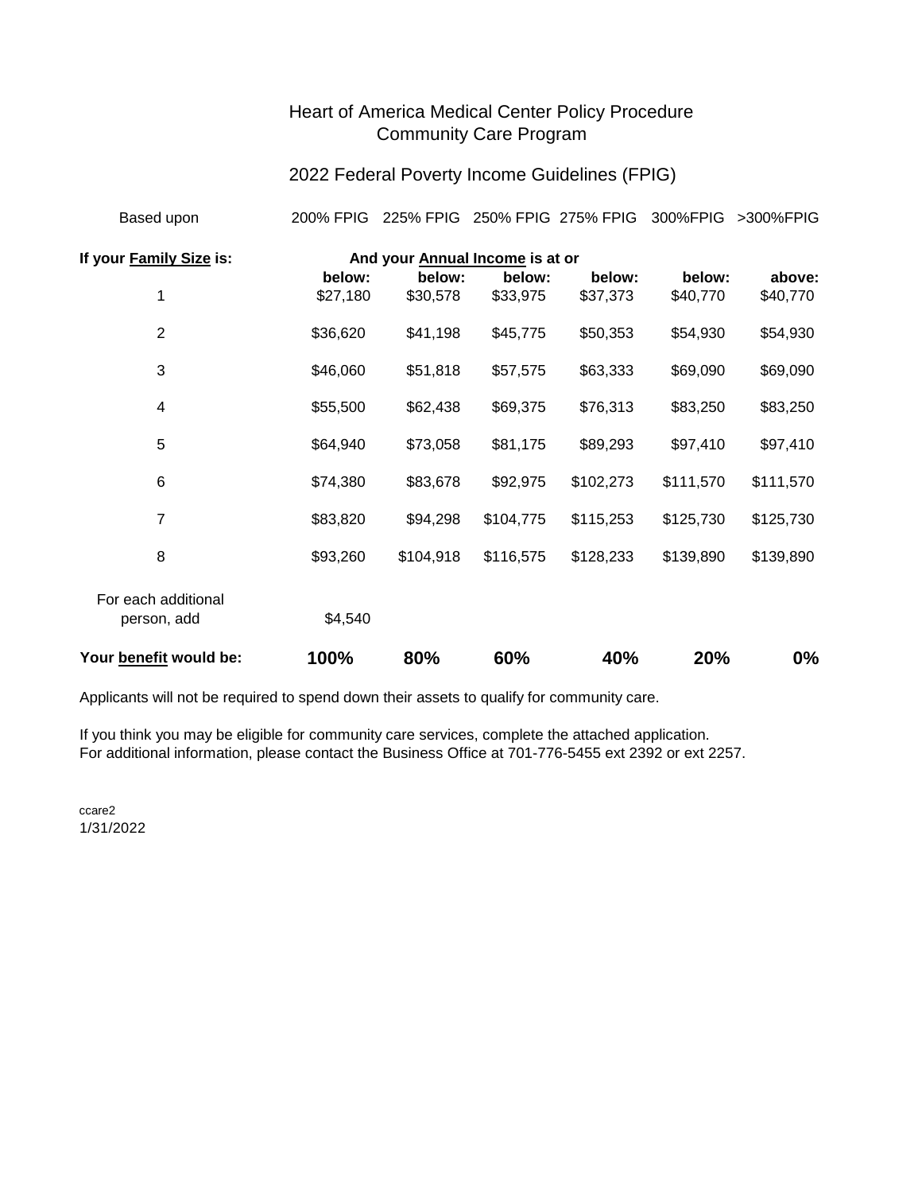# Heart of America Medical Center Policy Procedure
## Community Care Program

### 2022 Federal Poverty Income Guidelines (FPIG)

| Based upon | 200% FPIG | 225% FPIG | 250% FPIG | 275% FPIG | 300%FPIG | >300%FPIG |
|---|---|---|---|---|---|---|
| **If your Family Size is:** | **And your Annual Income is at or** | | | | | |
| | **below:** | **below:** | **below:** | **below:** | **below:** | **above:** |
| 1 | $27,180 | $30,578 | $33,975 | $37,373 | $40,770 | $40,770 |
| 2 | $36,620 | $41,198 | $45,775 | $50,353 | $54,930 | $54,930 |
| 3 | $46,060 | $51,818 | $57,575 | $63,333 | $69,090 | $69,090 |
| 4 | $55,500 | $62,438 | $69,375 | $76,313 | $83,250 | $83,250 |
| 5 | $64,940 | $73,058 | $81,175 | $89,293 | $97,410 | $97,410 |
| 6 | $74,380 | $83,678 | $92,975 | $102,273 | $111,570 | $111,570 |
| 7 | $83,820 | $94,298 | $104,775 | $115,253 | $125,730 | $125,730 |
| 8 | $93,260 | $104,918 | $116,575 | $128,233 | $139,890 | $139,890 |
| For each additional person, add | $4,540 | | | | | |
| **Your benefit would be:** | **100%** | **80%** | **60%** | **40%** | **20%** | **0%** |

Applicants will not be required to spend down their assets to qualify for community care.

If you think you may be eligible for community care services, complete the attached application.
For additional information, please contact the Business Office at 701-776-5455 ext 2392 or ext 2257.

ccare2
1/31/2022